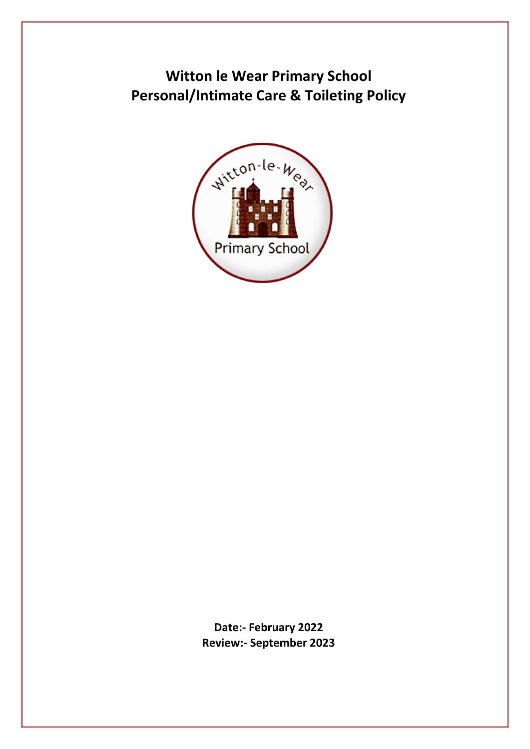# Witton le Wear Primary School
# Personal/Intimate Care & Toileting Policy

**Date:- February 2022**
**Review:- September 2023**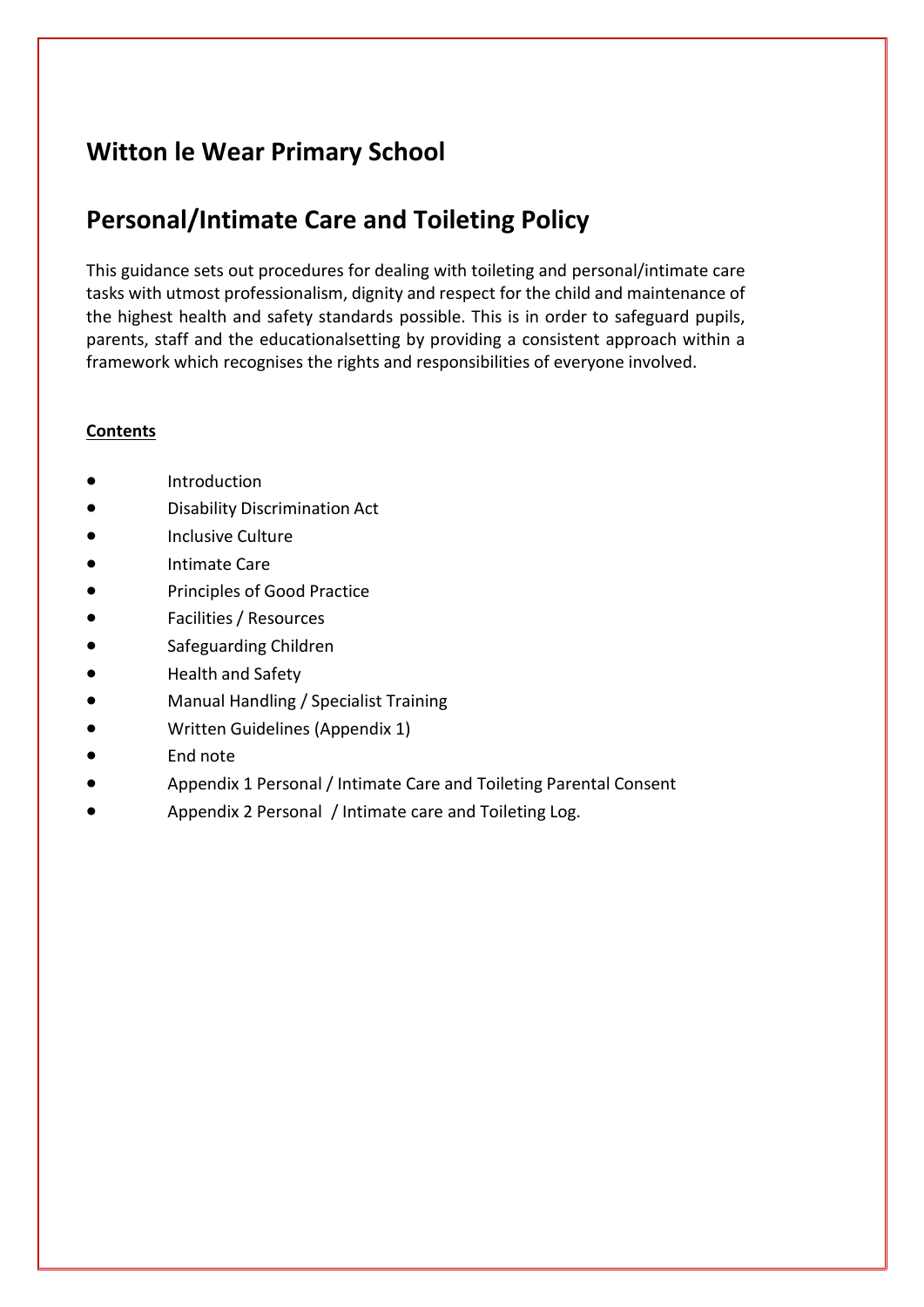## Witton le Wear Primary School

## Personal/Intimate Care and Toileting Policy

This guidance sets out procedures for dealing with toileting and personal/intimate care tasks with utmost professionalism, dignity and respect for the child and maintenance of the highest health and safety standards possible. This is in order to safeguard pupils, parents, staff and the educationalsetting by providing a consistent approach within a framework which recognises the rights and responsibilities of everyone involved.

**Contents**

- Introduction
- Disability Discrimination Act
- Inclusive Culture
- Intimate Care
- Principles of Good Practice
- Facilities / Resources
- Safeguarding Children
- Health and Safety
- Manual Handling / Specialist Training
- Written Guidelines (Appendix 1)
- End note
- Appendix 1 Personal / Intimate Care and Toileting Parental Consent
- Appendix 2 Personal / Intimate care and Toileting Log.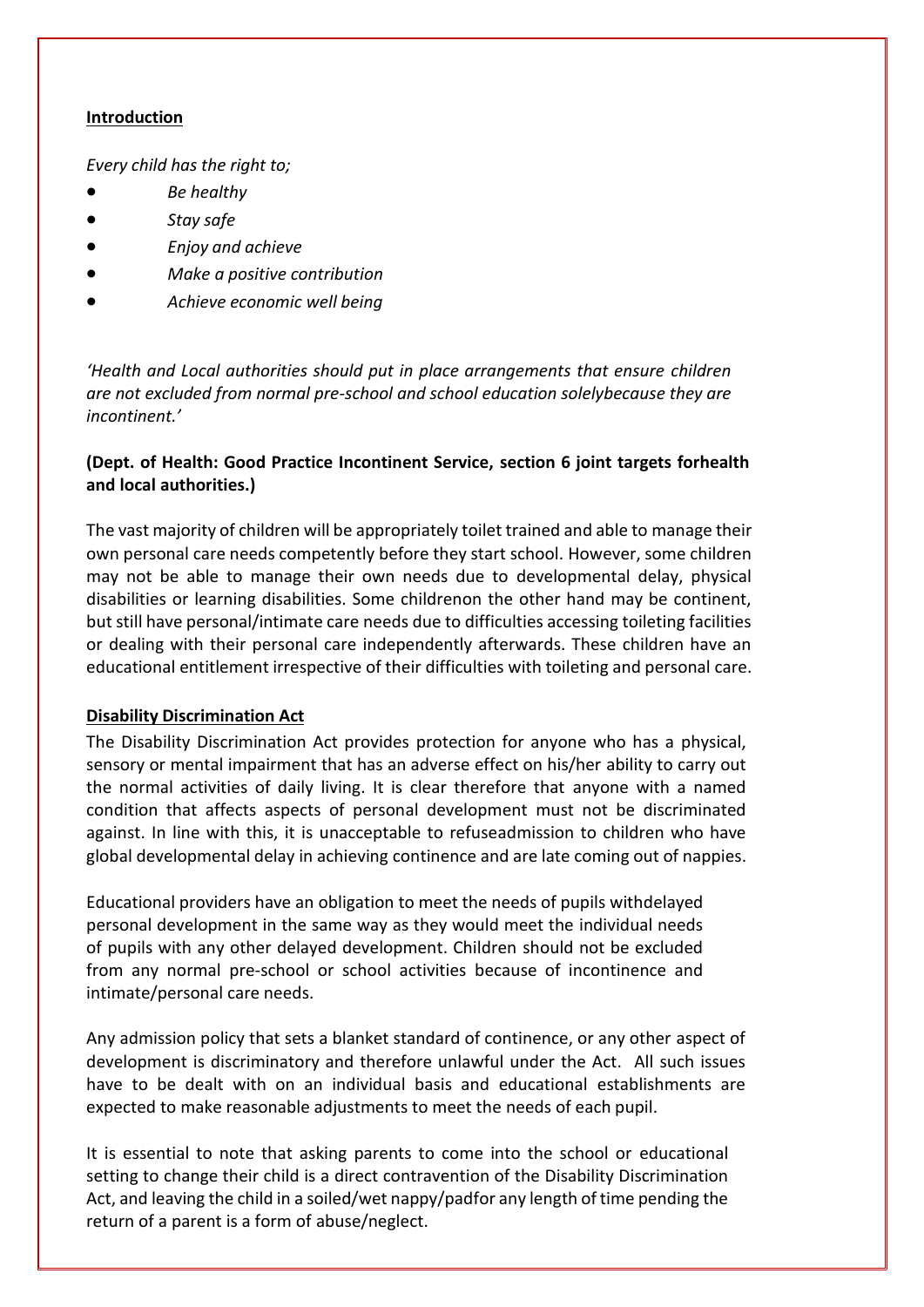## Introduction

*Every child has the right to;*

- *Be healthy*
- *Stay safe*
- *Enjoy and achieve*
- *Make a positive contribution*
- *Achieve economic well being*

*'Health and Local authorities should put in place arrangements that ensure children are not excluded from normal pre-school and school education solelybecause they are incontinent.'*

**(Dept. of Health: Good Practice Incontinent Service, section 6 joint targets forhealth and local authorities.)**

The vast majority of children will be appropriately toilet trained and able to manage their own personal care needs competently before they start school. However, some children may not be able to manage their own needs due to developmental delay, physical disabilities or learning disabilities. Some childrenon the other hand may be continent, but still have personal/intimate care needs due to difficulties accessing toileting facilities or dealing with their personal care independently afterwards. These children have an educational entitlement irrespective of their difficulties with toileting and personal care.

## Disability Discrimination Act

The Disability Discrimination Act provides protection for anyone who has a physical, sensory or mental impairment that has an adverse effect on his/her ability to carry out the normal activities of daily living. It is clear therefore that anyone with a named condition that affects aspects of personal development must not be discriminated against. In line with this, it is unacceptable to refuseadmission to children who have global developmental delay in achieving continence and are late coming out of nappies.

Educational providers have an obligation to meet the needs of pupils withdelayed personal development in the same way as they would meet the individual needs of pupils with any other delayed development. Children should not be excluded from any normal pre-school or school activities because of incontinence and intimate/personal care needs.

Any admission policy that sets a blanket standard of continence, or any other aspect of development is discriminatory and therefore unlawful under the Act. All such issues have to be dealt with on an individual basis and educational establishments are expected to make reasonable adjustments to meet the needs of each pupil.

It is essential to note that asking parents to come into the school or educational setting to change their child is a direct contravention of the Disability Discrimination Act, and leaving the child in a soiled/wet nappy/padfor any length of time pending the return of a parent is a form of abuse/neglect.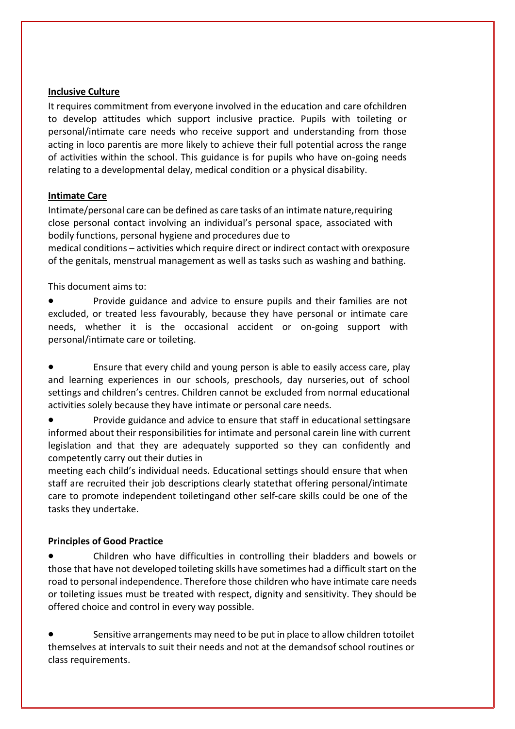**Inclusive Culture**

It requires commitment from everyone involved in the education and care ofchildren to develop attitudes which support inclusive practice. Pupils with toileting or personal/intimate care needs who receive support and understanding from those acting in loco parentis are more likely to achieve their full potential across the range of activities within the school. This guidance is for pupils who have on-going needs relating to a developmental delay, medical condition or a physical disability.

**Intimate Care**

Intimate/personal care can be defined as care tasks of an intimate nature,requiring close personal contact involving an individual's personal space, associated with bodily functions, personal hygiene and procedures due to medical conditions – activities which require direct or indirect contact with orexposure of the genitals, menstrual management as well as tasks such as washing and bathing.

This document aims to:

- Provide guidance and advice to ensure pupils and their families are not excluded, or treated less favourably, because they have personal or intimate care needs, whether it is the occasional accident or on-going support with personal/intimate care or toileting.

- Ensure that every child and young person is able to easily access care, play and learning experiences in our schools, preschools, day nurseries, out of school settings and children's centres. Children cannot be excluded from normal educational activities solely because they have intimate or personal care needs.

- Provide guidance and advice to ensure that staff in educational settingsare informed about their responsibilities for intimate and personal carein line with current legislation and that they are adequately supported so they can confidently and competently carry out their duties in meeting each child's individual needs. Educational settings should ensure that when staff are recruited their job descriptions clearly statethat offering personal/intimate care to promote independent toiletingand other self-care skills could be one of the tasks they undertake.

**Principles of Good Practice**

- Children who have difficulties in controlling their bladders and bowels or those that have not developed toileting skills have sometimes had a difficult start on the road to personal independence. Therefore those children who have intimate care needs or toileting issues must be treated with respect, dignity and sensitivity. They should be offered choice and control in every way possible.

- Sensitive arrangements may need to be put in place to allow children totoilet themselves at intervals to suit their needs and not at the demandsof school routines or class requirements.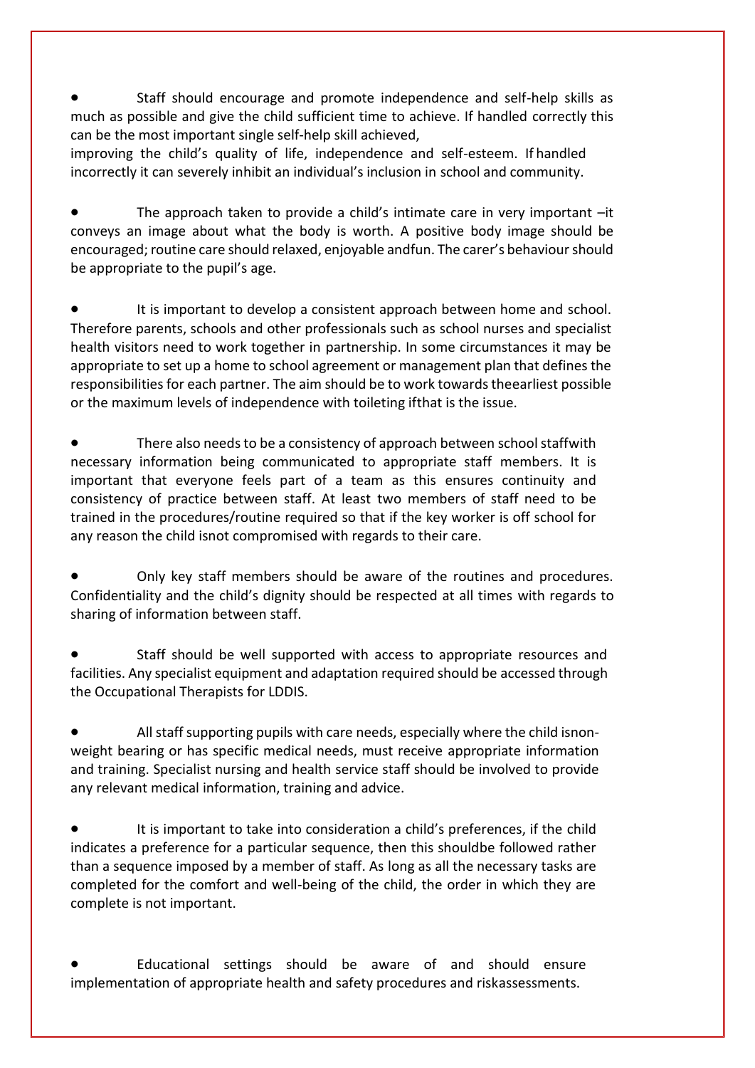- Staff should encourage and promote independence and self-help skills as much as possible and give the child sufficient time to achieve. If handled correctly this can be the most important single self-help skill achieved, improving the child's quality of life, independence and self-esteem. If handled incorrectly it can severely inhibit an individual's inclusion in school and community.

- The approach taken to provide a child's intimate care in very important –it conveys an image about what the body is worth. A positive body image should be encouraged; routine care should relaxed, enjoyable andfun. The carer's behaviour should be appropriate to the pupil's age.

- It is important to develop a consistent approach between home and school. Therefore parents, schools and other professionals such as school nurses and specialist health visitors need to work together in partnership. In some circumstances it may be appropriate to set up a home to school agreement or management plan that defines the responsibilities for each partner. The aim should be to work towards theearliest possible or the maximum levels of independence with toileting ifthat is the issue.

- There also needs to be a consistency of approach between school staffwith necessary information being communicated to appropriate staff members. It is important that everyone feels part of a team as this ensures continuity and consistency of practice between staff. At least two members of staff need to be trained in the procedures/routine required so that if the key worker is off school for any reason the child isnot compromised with regards to their care.

- Only key staff members should be aware of the routines and procedures. Confidentiality and the child's dignity should be respected at all times with regards to sharing of information between staff.

- Staff should be well supported with access to appropriate resources and facilities. Any specialist equipment and adaptation required should be accessed through the Occupational Therapists for LDDIS.

- All staff supporting pupils with care needs, especially where the child isnon-weight bearing or has specific medical needs, must receive appropriate information and training. Specialist nursing and health service staff should be involved to provide any relevant medical information, training and advice.

- It is important to take into consideration a child's preferences, if the child indicates a preference for a particular sequence, then this shouldbe followed rather than a sequence imposed by a member of staff. As long as all the necessary tasks are completed for the comfort and well-being of the child, the order in which they are complete is not important.

- Educational settings should be aware of and should ensure implementation of appropriate health and safety procedures and riskassessments.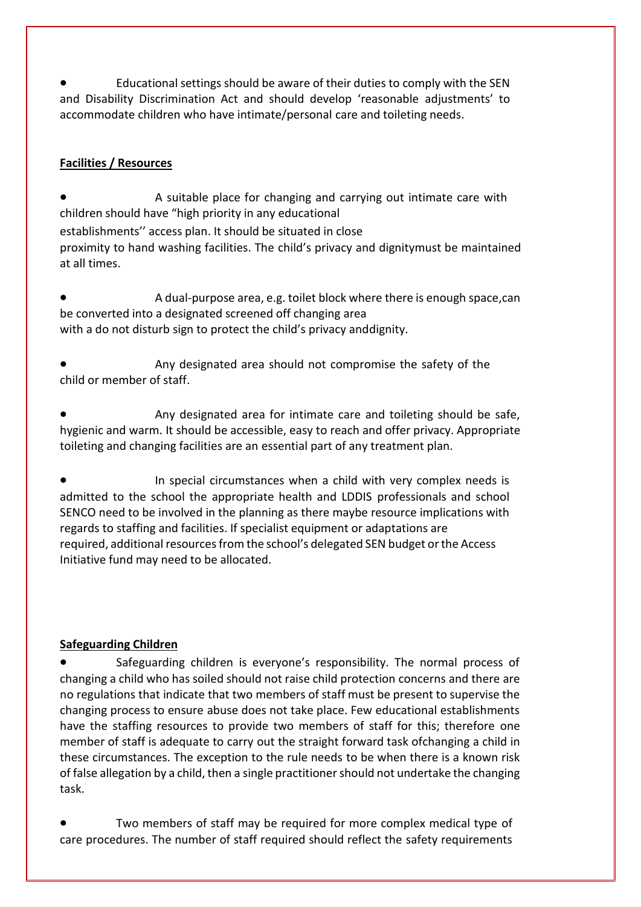- Educational settings should be aware of their duties to comply with the SEN and Disability Discrimination Act and should develop 'reasonable adjustments' to accommodate children who have intimate/personal care and toileting needs.

**Facilities / Resources**

- A suitable place for changing and carrying out intimate care with children should have "high priority in any educational establishments'' access plan. It should be situated in close proximity to hand washing facilities. The child's privacy and dignitymust be maintained at all times.

- A dual-purpose area, e.g. toilet block where there is enough space,can be converted into a designated screened off changing area with a do not disturb sign to protect the child's privacy anddignity.

- Any designated area should not compromise the safety of the child or member of staff.

- Any designated area for intimate care and toileting should be safe, hygienic and warm. It should be accessible, easy to reach and offer privacy. Appropriate toileting and changing facilities are an essential part of any treatment plan.

- In special circumstances when a child with very complex needs is admitted to the school the appropriate health and LDDIS professionals and school SENCO need to be involved in the planning as there maybe resource implications with regards to staffing and facilities. If specialist equipment or adaptations are required, additional resources from the school's delegated SEN budget or the Access Initiative fund may need to be allocated.

**Safeguarding Children**

- Safeguarding children is everyone's responsibility. The normal process of changing a child who has soiled should not raise child protection concerns and there are no regulations that indicate that two members of staff must be present to supervise the changing process to ensure abuse does not take place. Few educational establishments have the staffing resources to provide two members of staff for this; therefore one member of staff is adequate to carry out the straight forward task ofchanging a child in these circumstances. The exception to the rule needs to be when there is a known risk of false allegation by a child, then a single practitioner should not undertake the changing task.

- Two members of staff may be required for more complex medical type of care procedures. The number of staff required should reflect the safety requirements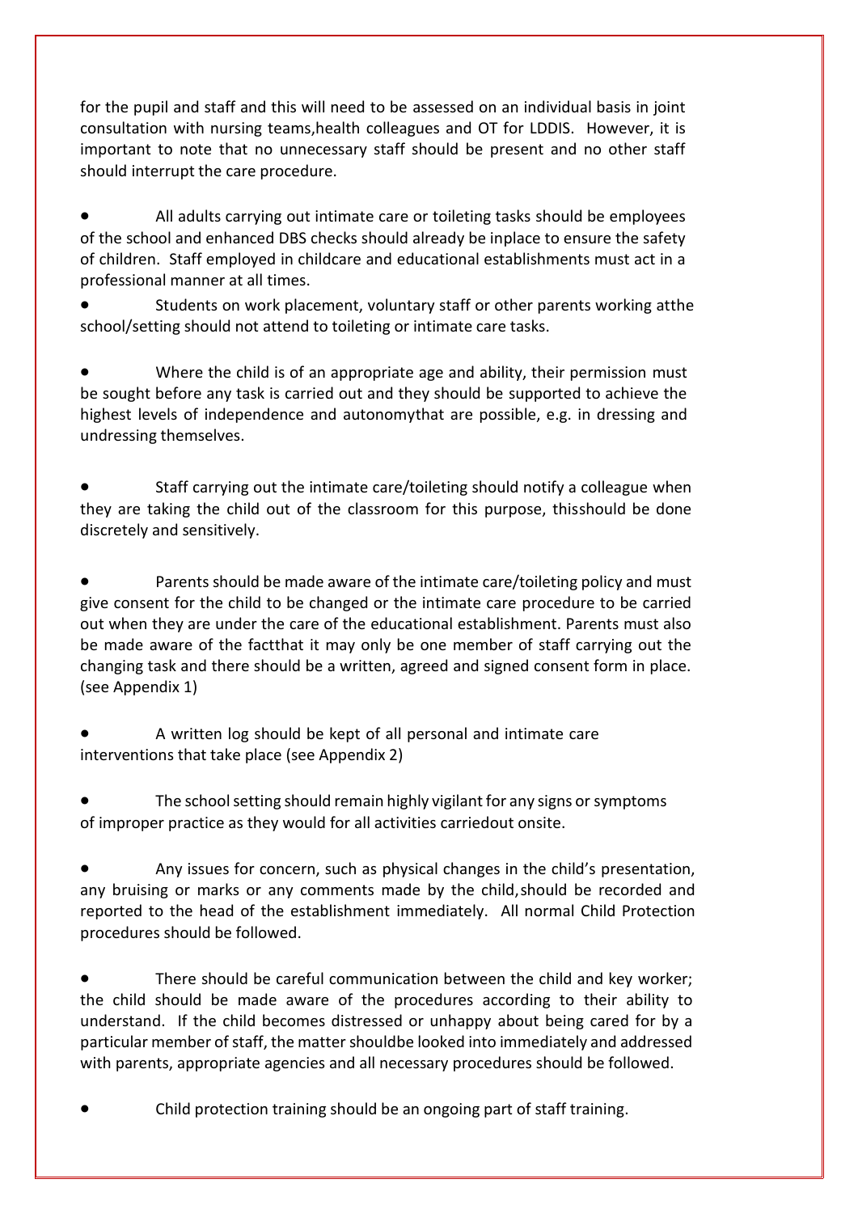for the pupil and staff and this will need to be assessed on an individual basis in joint consultation with nursing teams,health colleagues and OT for LDDIS. However, it is important to note that no unnecessary staff should be present and no other staff should interrupt the care procedure.

- All adults carrying out intimate care or toileting tasks should be employees of the school and enhanced DBS checks should already be inplace to ensure the safety of children. Staff employed in childcare and educational establishments must act in a professional manner at all times.
- Students on work placement, voluntary staff or other parents working atthe school/setting should not attend to toileting or intimate care tasks.
- Where the child is of an appropriate age and ability, their permission must be sought before any task is carried out and they should be supported to achieve the highest levels of independence and autonomythat are possible, e.g. in dressing and undressing themselves.
- Staff carrying out the intimate care/toileting should notify a colleague when they are taking the child out of the classroom for this purpose, thisshould be done discretely and sensitively.
- Parents should be made aware of the intimate care/toileting policy and must give consent for the child to be changed or the intimate care procedure to be carried out when they are under the care of the educational establishment. Parents must also be made aware of the factthat it may only be one member of staff carrying out the changing task and there should be a written, agreed and signed consent form in place. (see Appendix 1)
- A written log should be kept of all personal and intimate care interventions that take place (see Appendix 2)
- The school setting should remain highly vigilant for any signs or symptoms of improper practice as they would for all activities carriedout onsite.
- Any issues for concern, such as physical changes in the child's presentation, any bruising or marks or any comments made by the child, should be recorded and reported to the head of the establishment immediately. All normal Child Protection procedures should be followed.
- There should be careful communication between the child and key worker; the child should be made aware of the procedures according to their ability to understand. If the child becomes distressed or unhappy about being cared for by a particular member of staff, the matter shouldbe looked into immediately and addressed with parents, appropriate agencies and all necessary procedures should be followed.
- Child protection training should be an ongoing part of staff training.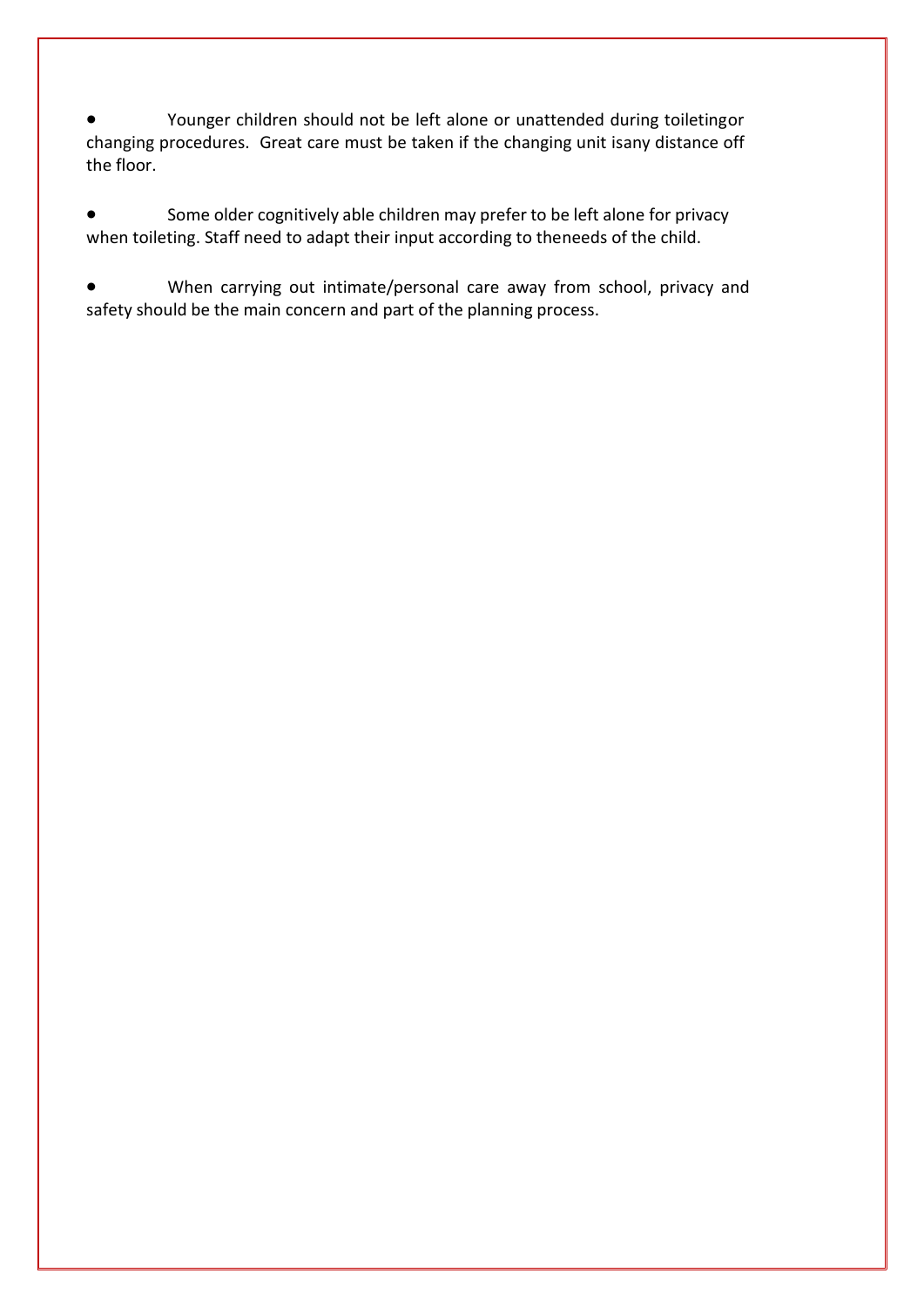- Younger children should not be left alone or unattended during toiletingor changing procedures. Great care must be taken if the changing unit isany distance off the floor.

- Some older cognitively able children may prefer to be left alone for privacy when toileting. Staff need to adapt their input according to theneeds of the child.

- When carrying out intimate/personal care away from school, privacy and safety should be the main concern and part of the planning process.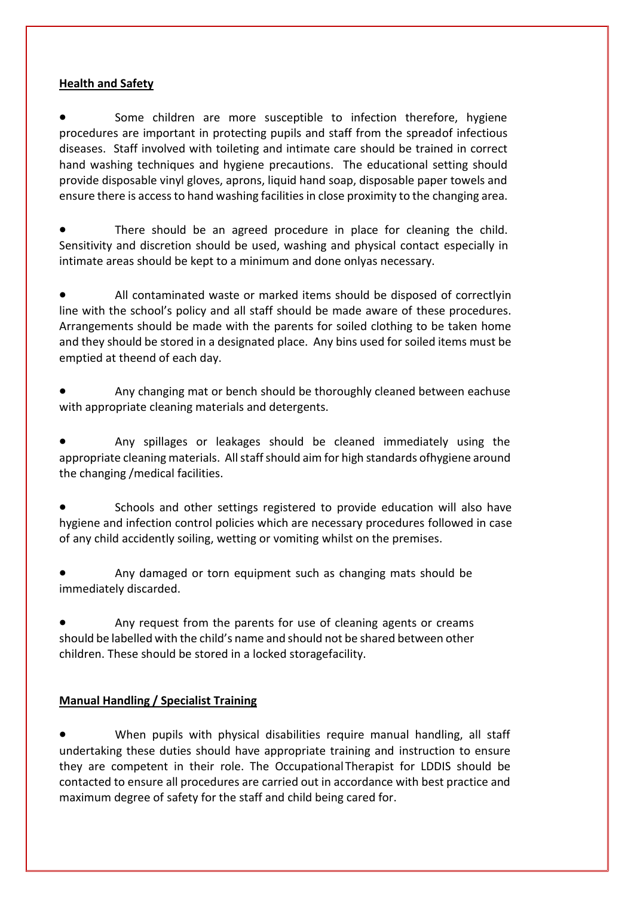**Health and Safety**

- Some children are more susceptible to infection therefore, hygiene procedures are important in protecting pupils and staff from the spreadof infectious diseases. Staff involved with toileting and intimate care should be trained in correct hand washing techniques and hygiene precautions. The educational setting should provide disposable vinyl gloves, aprons, liquid hand soap, disposable paper towels and ensure there is access to hand washing facilities in close proximity to the changing area.

- There should be an agreed procedure in place for cleaning the child. Sensitivity and discretion should be used, washing and physical contact especially in intimate areas should be kept to a minimum and done onlyas necessary.

- All contaminated waste or marked items should be disposed of correctlyin line with the school's policy and all staff should be made aware of these procedures. Arrangements should be made with the parents for soiled clothing to be taken home and they should be stored in a designated place. Any bins used for soiled items must be emptied at theend of each day.

- Any changing mat or bench should be thoroughly cleaned between eachuse with appropriate cleaning materials and detergents.

- Any spillages or leakages should be cleaned immediately using the appropriate cleaning materials. All staff should aim for high standards ofhygiene around the changing /medical facilities.

- Schools and other settings registered to provide education will also have hygiene and infection control policies which are necessary procedures followed in case of any child accidently soiling, wetting or vomiting whilst on the premises.

- Any damaged or torn equipment such as changing mats should be immediately discarded.

- Any request from the parents for use of cleaning agents or creams should be labelled with the child's name and should not be shared between other children. These should be stored in a locked storagefacility.

**Manual Handling / Specialist Training**

- When pupils with physical disabilities require manual handling, all staff undertaking these duties should have appropriate training and instruction to ensure they are competent in their role. The Occupational Therapist for LDDIS should be contacted to ensure all procedures are carried out in accordance with best practice and maximum degree of safety for the staff and child being cared for.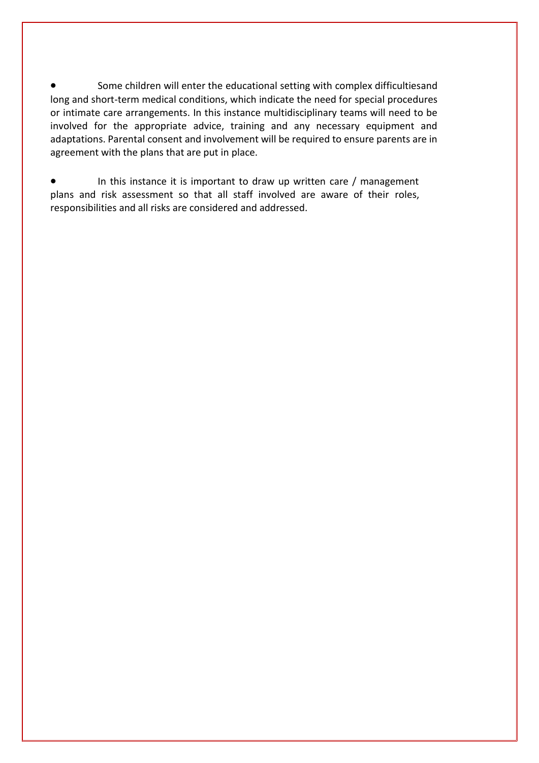- Some children will enter the educational setting with complex difficultiesand long and short-term medical conditions, which indicate the need for special procedures or intimate care arrangements. In this instance multidisciplinary teams will need to be involved for the appropriate advice, training and any necessary equipment and adaptations. Parental consent and involvement will be required to ensure parents are in agreement with the plans that are put in place.

- In this instance it is important to draw up written care / management plans and risk assessment so that all staff involved are aware of their roles, responsibilities and all risks are considered and addressed.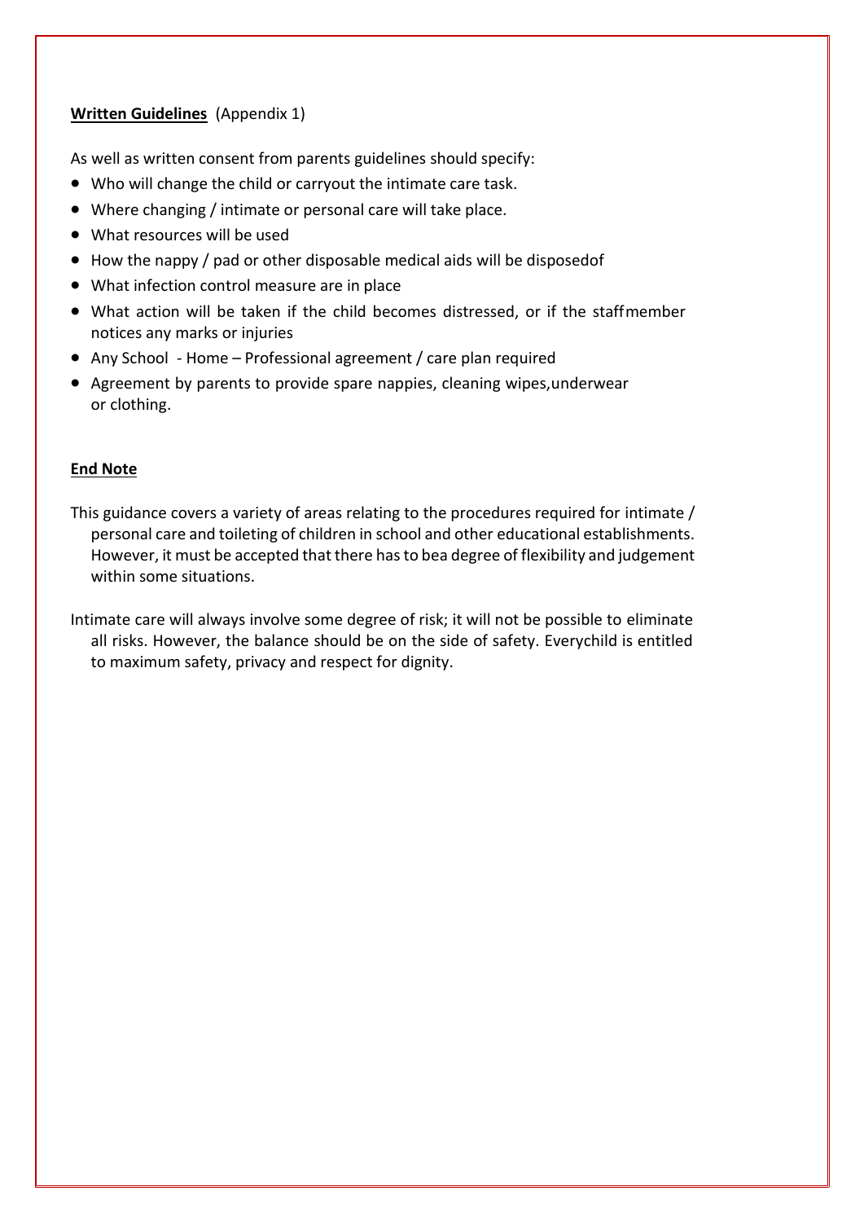**Written Guidelines** (Appendix 1)

As well as written consent from parents guidelines should specify:

- Who will change the child or carryout the intimate care task.
- Where changing / intimate or personal care will take place.
- What resources will be used
- How the nappy / pad or other disposable medical aids will be disposedof
- What infection control measure are in place
- What action will be taken if the child becomes distressed, or if the staffmember notices any marks or injuries
- Any School - Home – Professional agreement / care plan required
- Agreement by parents to provide spare nappies, cleaning wipes,underwear or clothing.

**End Note**

This guidance covers a variety of areas relating to the procedures required for intimate / personal care and toileting of children in school and other educational establishments. However, it must be accepted that there has to bea degree of flexibility and judgement within some situations.

Intimate care will always involve some degree of risk; it will not be possible to eliminate all risks. However, the balance should be on the side of safety. Everychild is entitled to maximum safety, privacy and respect for dignity.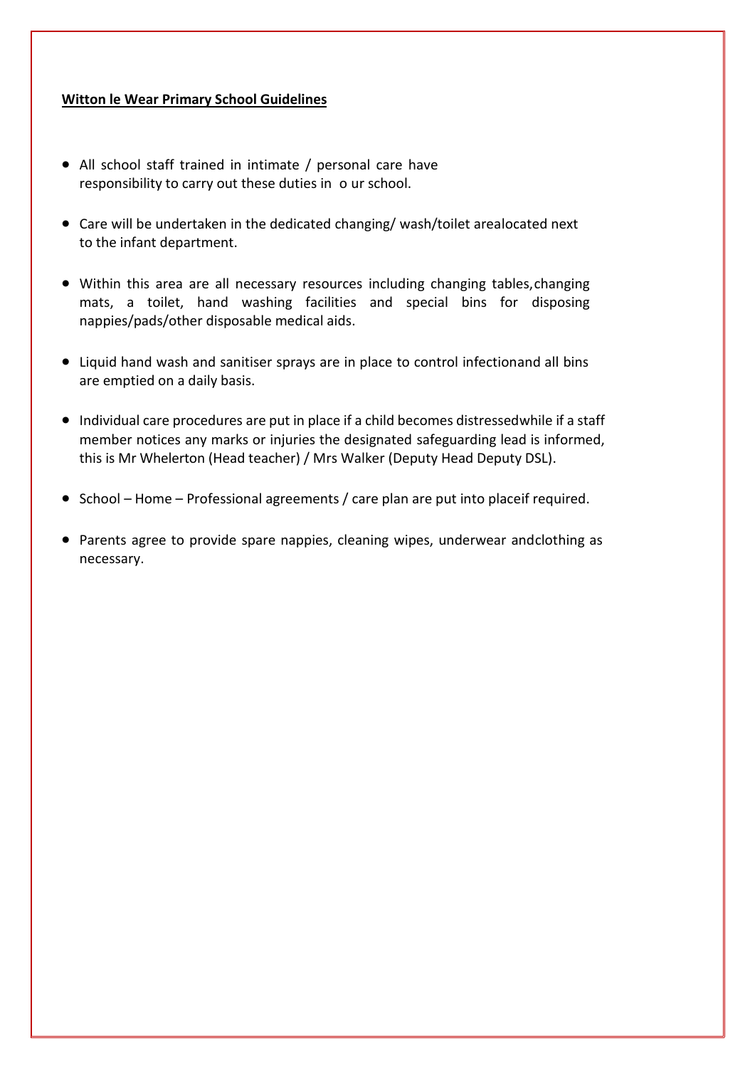**Witton le Wear Primary School Guidelines**

- All school staff trained in intimate / personal care have responsibility to carry out these duties in o ur school.
- Care will be undertaken in the dedicated changing/ wash/toilet arealocated next to the infant department.
- Within this area are all necessary resources including changing tables,changing mats, a toilet, hand washing facilities and special bins for disposing nappies/pads/other disposable medical aids.
- Liquid hand wash and sanitiser sprays are in place to control infectionand all bins are emptied on a daily basis.
- Individual care procedures are put in place if a child becomes distressedwhile if a staff member notices any marks or injuries the designated safeguarding lead is informed, this is Mr Whelerton (Head teacher) / Mrs Walker (Deputy Head Deputy DSL).
- School – Home – Professional agreements / care plan are put into placeif required.
- Parents agree to provide spare nappies, cleaning wipes, underwear andclothing as necessary.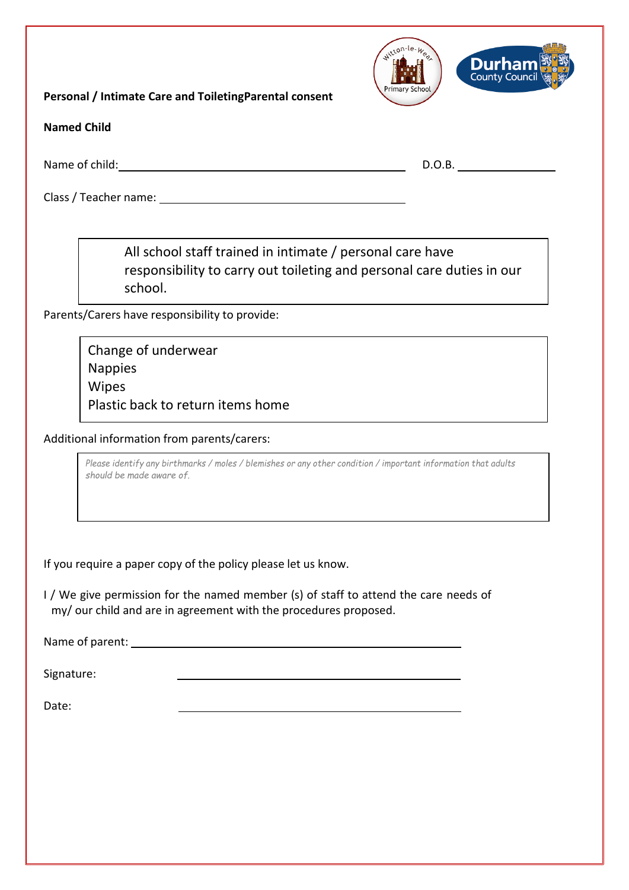**Personal / Intimate Care and ToiletingParental consent**

**Named Child**

Name of child: ______________________________ D.O.B. ______________

Class / Teacher name: ______________________________

> All school staff trained in intimate / personal care have responsibility to carry out toileting and personal care duties in our school.

Parents/Carers have responsibility to provide:

> Change of underwear
> Nappies
> Wipes
> Plastic back to return items home

Additional information from parents/carers:

> *Please identify any birthmarks / moles / blemishes or any other condition / important information that adults should be made aware of.*

If you require a paper copy of the policy please let us know.

I / We give permission for the named member (s) of staff to attend the care needs of my/ our child and are in agreement with the procedures proposed.

Name of parent: ______________________________

Signature: ______________________________

Date: ______________________________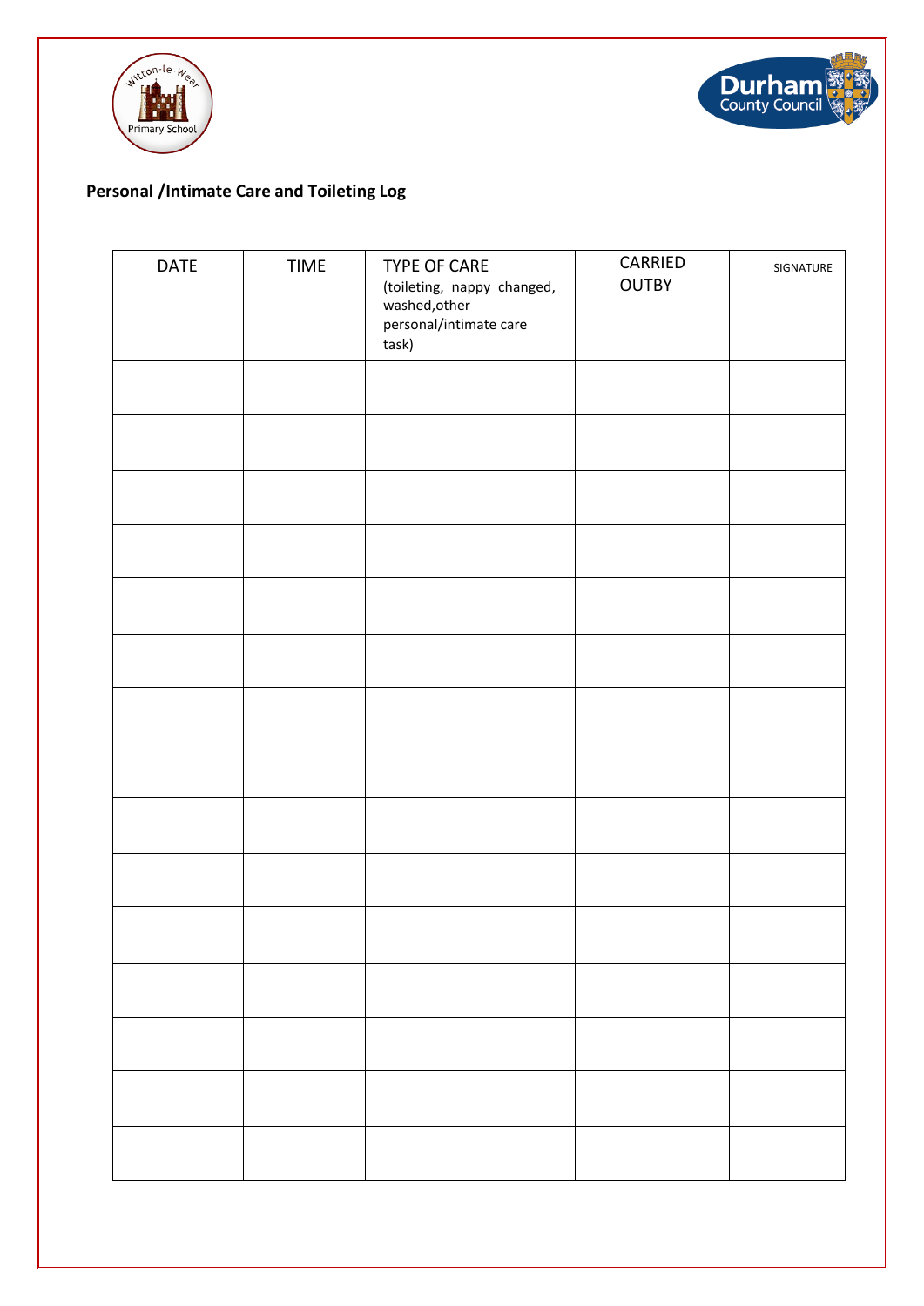**Personal /Intimate Care and Toileting Log**

| DATE | TIME | TYPE OF CARE (toileting, nappy changed, washed,other personal/intimate care task) | CARRIED OUTBY | SIGNATURE |
|---|---|---|---|---|
| | | | | |
| | | | | |
| | | | | |
| | | | | |
| | | | | |
| | | | | |
| | | | | |
| | | | | |
| | | | | |
| | | | | |
| | | | | |
| | | | | |
| | | | | |
| | | | | |
| | | | | |